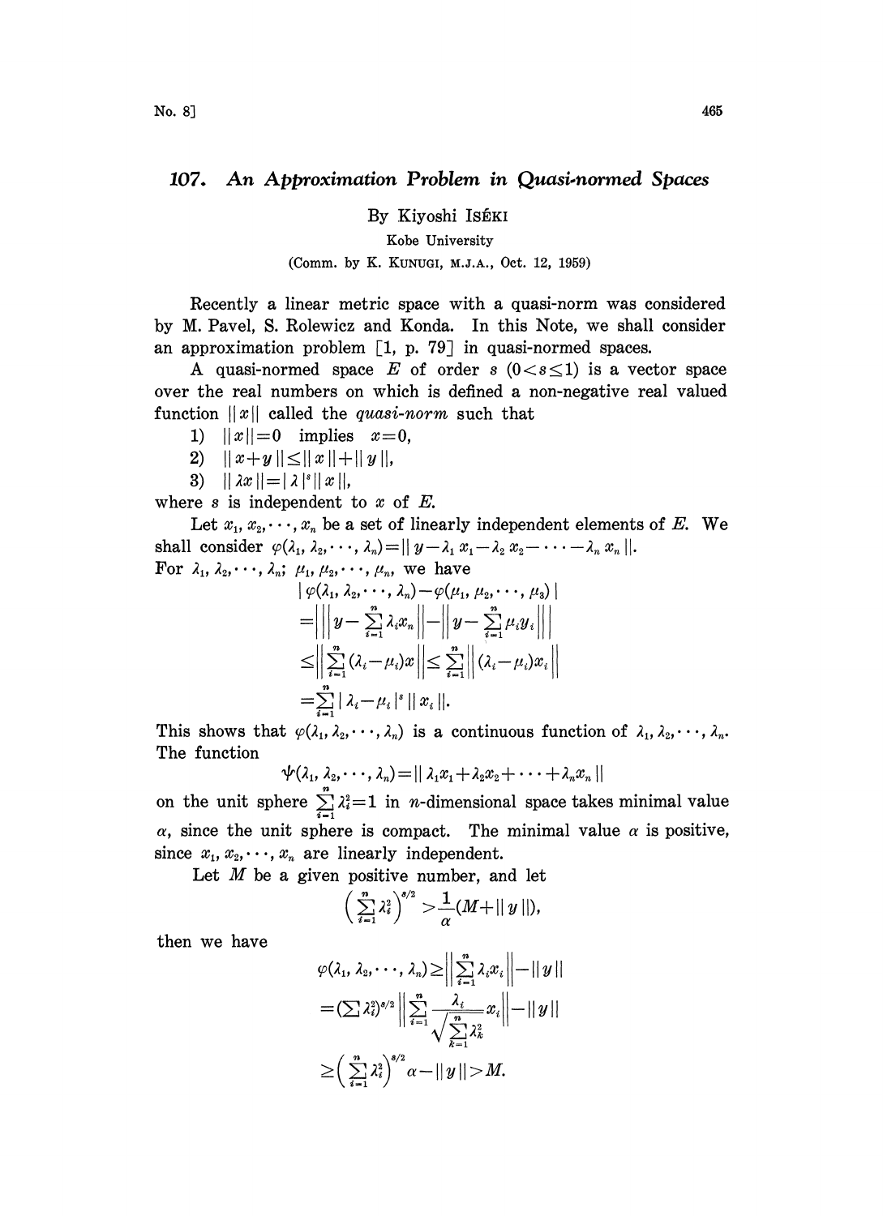# 107. An Approximation Problem in Quasi-normed Spaces

By Kiyoshi ISÉKI

Kobe University

(Comm. by K. KUNUGI, M.J.A., Oct. 12, 1959)

Recently a linear metric space with a quasi-norm was considered by M. Pavel, S. Rolewicz and Konda. In this Note, we shall consider an approximation problem [1, p. 79] in quasi-normed spaces.

A quasi-normed space $E$ of order $s$ $(0<s\leq 1)$ is a vector space over the real numbers on which is defined a non-negative real valued function $||x||$ called the *quasi-norm* such that

1) $||x||=0$ implies $x=0$,
2) $||x+y||\leq||x||+||y||$,
3) $||\lambda x||=|\lambda|^s||x||$,

where $s$ is independent to $x$ of $E$.

Let $x_1, x_2, \cdots, x_n$ be a set of linearly independent elements of $E$. We shall consider $\varphi(\lambda_1, \lambda_2, \cdots, \lambda_n)=||y-\lambda_1 x_1-\lambda_2 x_2-\cdots-\lambda_n x_n||$.
For $\lambda_1, \lambda_2, \cdots, \lambda_n$; $\mu_1, \mu_2, \cdots, \mu_n$, we have

$$
\begin{aligned}
&|\varphi(\lambda_1, \lambda_2, \cdots, \lambda_n)-\varphi(\mu_1, \mu_2, \cdots, \mu_3)| \\
&=\left|\left\|y-\sum_{i=1}^n \lambda_i x_n\right\|-\left\|y-\sum_{i=1}^n \mu_i y_i\right\|\right| \\
&\leq\left\|\sum_{i=1}^n(\lambda_i-\mu_i)x\right\|\leq\sum_{i=1}^n\left\|(\lambda_i-\mu_i)x_i\right\| \\
&=\sum_{i=1}^n|\lambda_i-\mu_i|^s||x_i||.
\end{aligned}
$$

This shows that $\varphi(\lambda_1, \lambda_2, \cdots, \lambda_n)$ is a continuous function of $\lambda_1, \lambda_2, \cdots, \lambda_n$. The function

$$\psi(\lambda_1, \lambda_2, \cdots, \lambda_n)=||\lambda_1 x_1+\lambda_2 x_2+\cdots+\lambda_n x_n||$$

on the unit sphere $\sum_{i=1}^n \lambda_i^2=1$ in $n$-dimensional space takes minimal value $\alpha$, since the unit sphere is compact. The minimal value $\alpha$ is positive, since $x_1, x_2, \cdots, x_n$ are linearly independent.

Let $M$ be a given positive number, and let

$$\left(\sum_{i=1}^n \lambda_i^2\right)^{s/2}>\frac{1}{\alpha}(M+||y||),$$

then we have

$$
\begin{aligned}
\varphi(\lambda_1, \lambda_2, \cdots, \lambda_n)&\geq\left\|\sum_{i=1}^n \lambda_i x_i\right\|-||y|| \\
&=(\sum \lambda_i^2)^{s/2}\left\|\sum_{i=1}^n \frac{\lambda_i}{\sqrt{\sum_{k=1}^n \lambda_k^2}}x_i\right\|-||y|| \\
&\geq\left(\sum_{i=1}^n \lambda_i^2\right)^{s/2}\alpha-||y||>M.
\end{aligned}
$$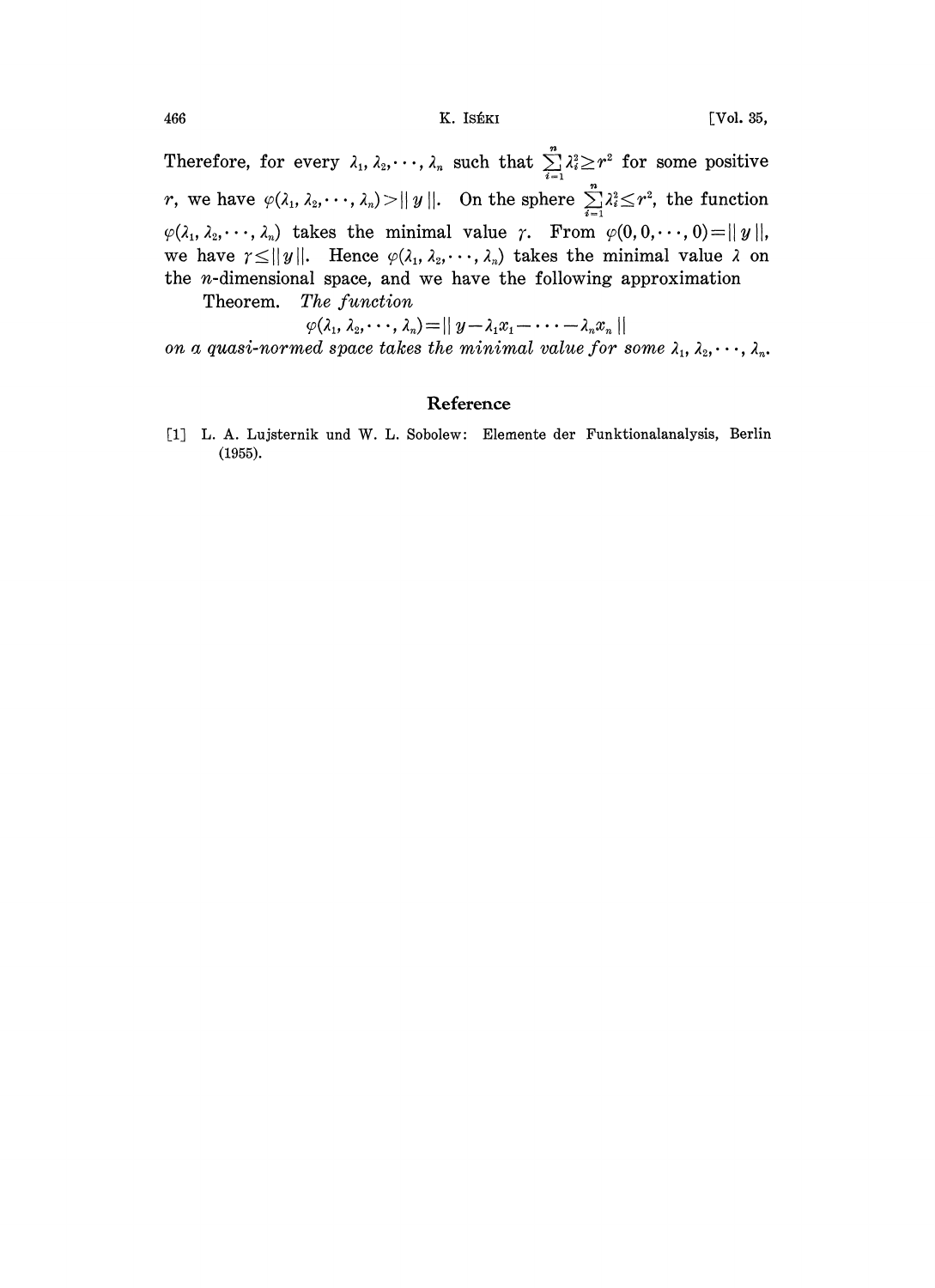Therefore, for every $\lambda_1, \lambda_2, \cdots, \lambda_n$ such that $\sum_{i=1}^{n} \lambda_i^2 \geq r^2$ for some positive $r$, we have $\varphi(\lambda_1, \lambda_2, \cdots, \lambda_n) > \| y \|$. On the sphere $\sum_{i=1}^{n} \lambda_i^2 \leq r^2$, the function $\varphi(\lambda_1, \lambda_2, \cdots, \lambda_n)$ takes the minimal value $\gamma$. From $\varphi(0, 0, \cdots, 0) = \| y \|$, we have $\gamma \leq \| y \|$. Hence $\varphi(\lambda_1, \lambda_2, \cdots, \lambda_n)$ takes the minimal value $\lambda$ on the $n$-dimensional space, and we have the following approximation

Theorem. *The function*

$$\varphi(\lambda_1, \lambda_2, \cdots, \lambda_n) = \| y - \lambda_1 x_1 - \cdots - \lambda_n x_n \|$$

*on a quasi-normed space takes the minimal value for some* $\lambda_1, \lambda_2, \cdots, \lambda_n$.

## Reference

[1] L. A. Lujsternik und W. L. Sobolew: Elemente der Funktionalanalysis, Berlin (1955).